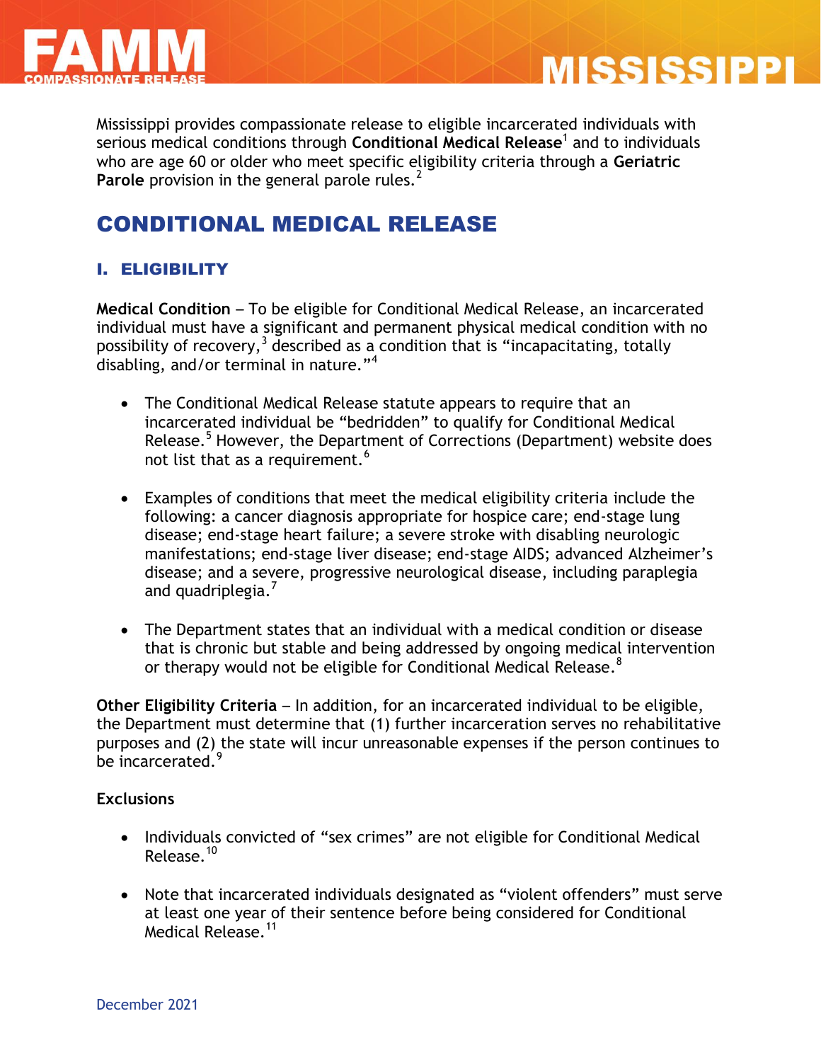# MISSISSIPPI

Mississippi provides compassionate release to eligible incarcerated individuals with serious medical conditions through **Conditional Medical Release**[1] and to individuals who are age 60 or older who meet specific eligibility criteria through a **Geriatric Parole** provision in the general parole rules.[2]

## CONDITIONAL MEDICAL RELEASE

### I. ELIGIBILITY

**Medical Condition** – To be eligible for Conditional Medical Release, an incarcerated individual must have a significant and permanent physical medical condition with no possibility of recovery,[3] described as a condition that is "incapacitating, totally disabling, and/or terminal in nature."[4]

- The Conditional Medical Release statute appears to require that an incarcerated individual be "bedridden" to qualify for Conditional Medical Release.[5] However, the Department of Corrections (Department) website does not list that as a requirement.[6]

- Examples of conditions that meet the medical eligibility criteria include the following: a cancer diagnosis appropriate for hospice care; end-stage lung disease; end-stage heart failure; a severe stroke with disabling neurologic manifestations; end-stage liver disease; end-stage AIDS; advanced Alzheimer's disease; and a severe, progressive neurological disease, including paraplegia and quadriplegia.[7]

- The Department states that an individual with a medical condition or disease that is chronic but stable and being addressed by ongoing medical intervention or therapy would not be eligible for Conditional Medical Release.[8]

**Other Eligibility Criteria** – In addition, for an incarcerated individual to be eligible, the Department must determine that (1) further incarceration serves no rehabilitative purposes and (2) the state will incur unreasonable expenses if the person continues to be incarcerated.[9]

**Exclusions**

- Individuals convicted of "sex crimes" are not eligible for Conditional Medical Release.[10]

- Note that incarcerated individuals designated as "violent offenders" must serve at least one year of their sentence before being considered for Conditional Medical Release.[11]

December 2021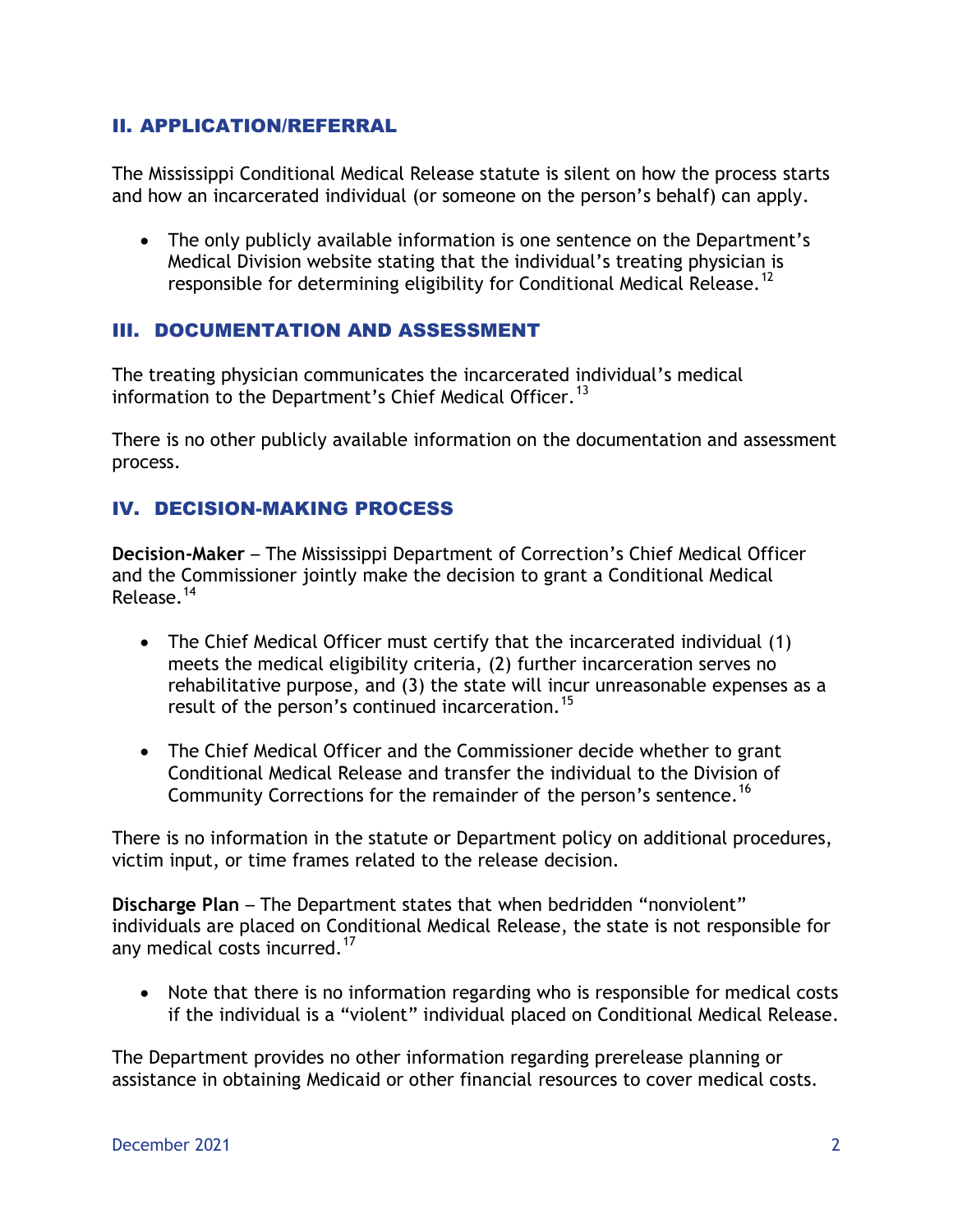## II. APPLICATION/REFERRAL

The Mississippi Conditional Medical Release statute is silent on how the process starts and how an incarcerated individual (or someone on the person's behalf) can apply.

- The only publicly available information is one sentence on the Department's Medical Division website stating that the individual's treating physician is responsible for determining eligibility for Conditional Medical Release.[12]

## III. DOCUMENTATION AND ASSESSMENT

The treating physician communicates the incarcerated individual's medical information to the Department's Chief Medical Officer.[13]

There is no other publicly available information on the documentation and assessment process.

## IV. DECISION-MAKING PROCESS

**Decision-Maker** – The Mississippi Department of Correction's Chief Medical Officer and the Commissioner jointly make the decision to grant a Conditional Medical Release.[14]

- The Chief Medical Officer must certify that the incarcerated individual (1) meets the medical eligibility criteria, (2) further incarceration serves no rehabilitative purpose, and (3) the state will incur unreasonable expenses as a result of the person's continued incarceration.[15]
- The Chief Medical Officer and the Commissioner decide whether to grant Conditional Medical Release and transfer the individual to the Division of Community Corrections for the remainder of the person's sentence.[16]

There is no information in the statute or Department policy on additional procedures, victim input, or time frames related to the release decision.

**Discharge Plan** – The Department states that when bedridden "nonviolent" individuals are placed on Conditional Medical Release, the state is not responsible for any medical costs incurred.[17]

- Note that there is no information regarding who is responsible for medical costs if the individual is a "violent" individual placed on Conditional Medical Release.

The Department provides no other information regarding prerelease planning or assistance in obtaining Medicaid or other financial resources to cover medical costs.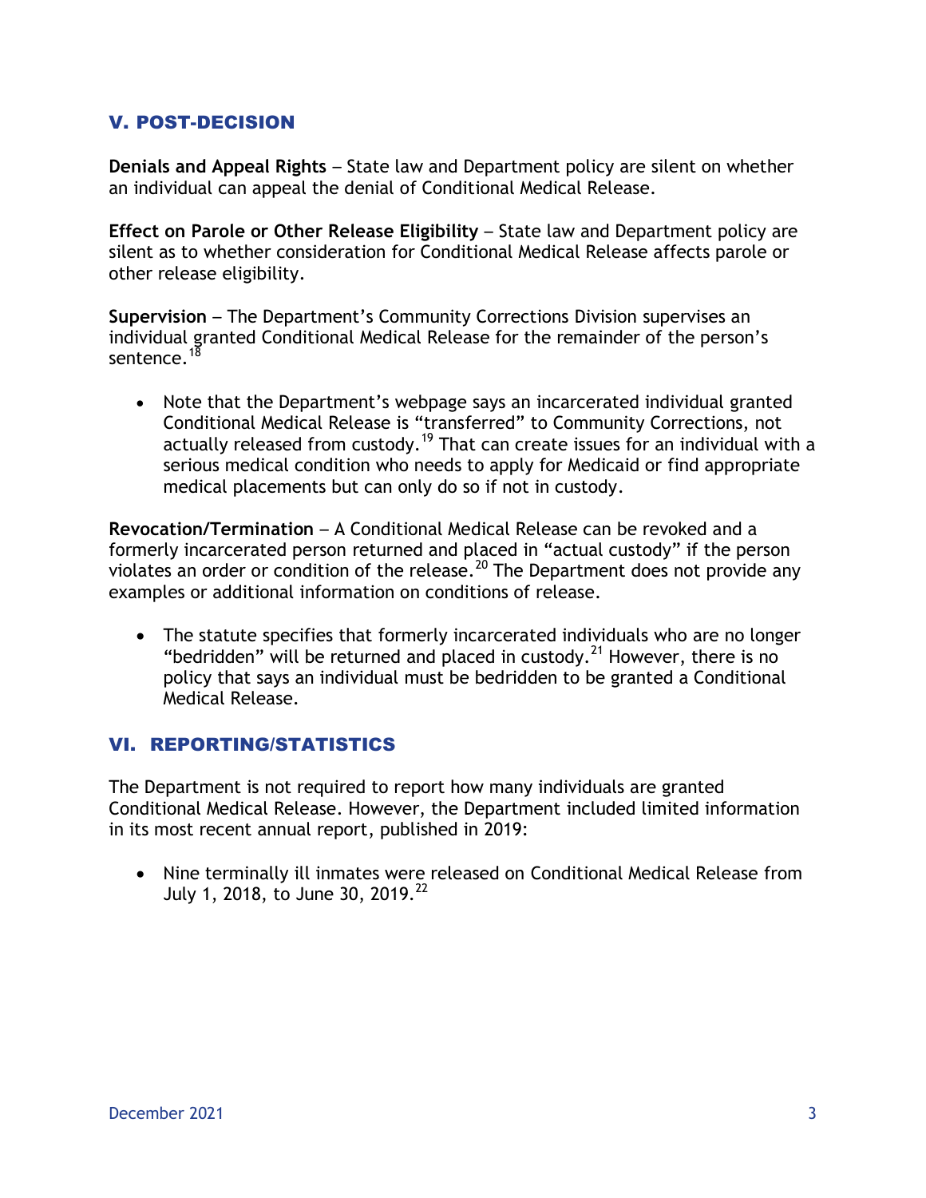## V. POST-DECISION

**Denials and Appeal Rights** – State law and Department policy are silent on whether an individual can appeal the denial of Conditional Medical Release.

**Effect on Parole or Other Release Eligibility** – State law and Department policy are silent as to whether consideration for Conditional Medical Release affects parole or other release eligibility.

**Supervision** – The Department's Community Corrections Division supervises an individual granted Conditional Medical Release for the remainder of the person's sentence.[18]

- Note that the Department's webpage says an incarcerated individual granted Conditional Medical Release is "transferred" to Community Corrections, not actually released from custody.[19] That can create issues for an individual with a serious medical condition who needs to apply for Medicaid or find appropriate medical placements but can only do so if not in custody.

**Revocation/Termination** – A Conditional Medical Release can be revoked and a formerly incarcerated person returned and placed in "actual custody" if the person violates an order or condition of the release.[20] The Department does not provide any examples or additional information on conditions of release.

- The statute specifies that formerly incarcerated individuals who are no longer "bedridden" will be returned and placed in custody.[21] However, there is no policy that says an individual must be bedridden to be granted a Conditional Medical Release.

## VI. REPORTING/STATISTICS

The Department is not required to report how many individuals are granted Conditional Medical Release. However, the Department included limited information in its most recent annual report, published in 2019:

- Nine terminally ill inmates were released on Conditional Medical Release from July 1, 2018, to June 30, 2019.[22]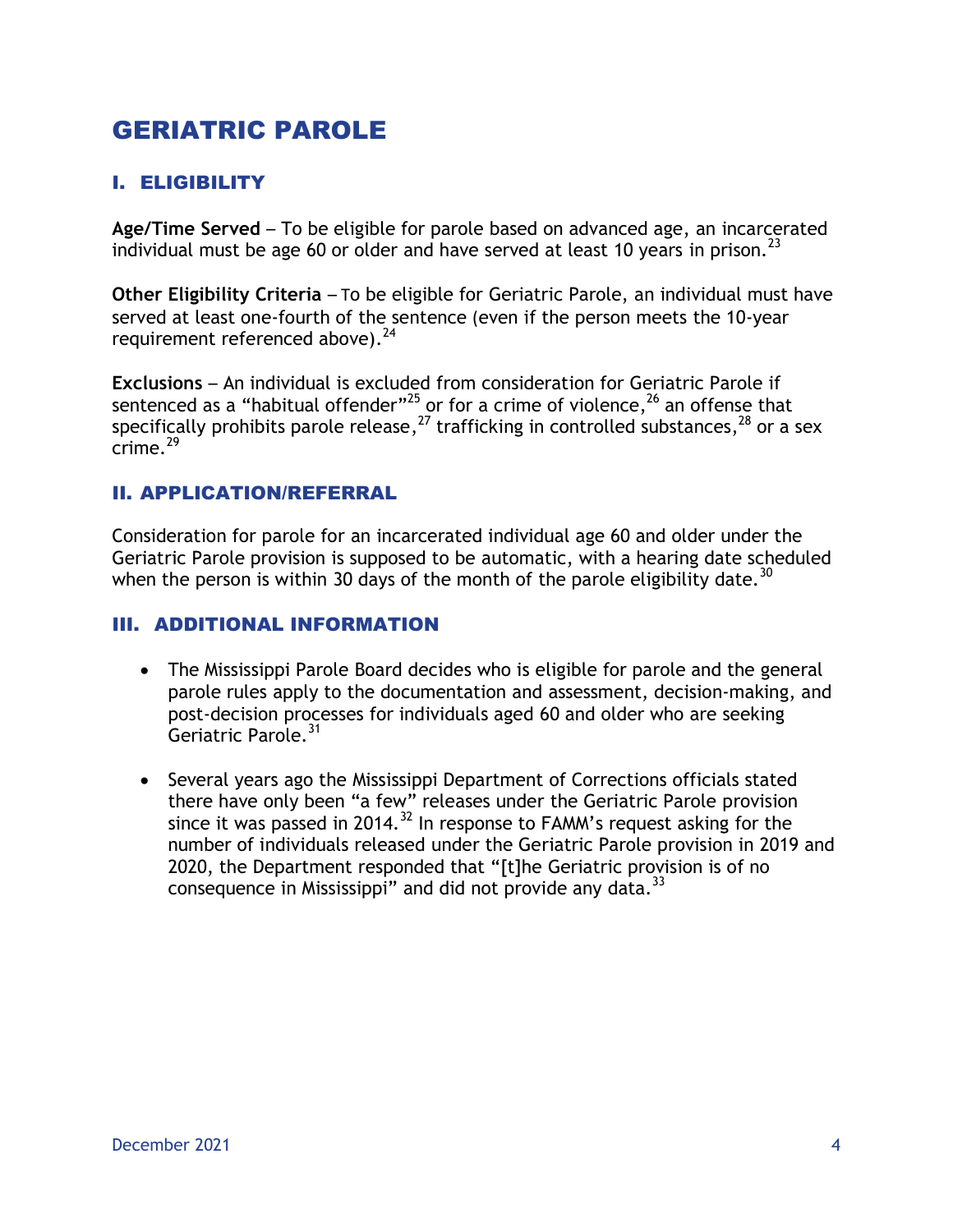# GERIATRIC PAROLE

## I. ELIGIBILITY

**Age/Time Served** – To be eligible for parole based on advanced age, an incarcerated individual must be age 60 or older and have served at least 10 years in prison.[23]

**Other Eligibility Criteria** – To be eligible for Geriatric Parole, an individual must have served at least one-fourth of the sentence (even if the person meets the 10-year requirement referenced above).[24]

**Exclusions** – An individual is excluded from consideration for Geriatric Parole if sentenced as a "habitual offender"[25] or for a crime of violence,[26] an offense that specifically prohibits parole release,[27] trafficking in controlled substances,[28] or a sex crime.[29]

## II. APPLICATION/REFERRAL

Consideration for parole for an incarcerated individual age 60 and older under the Geriatric Parole provision is supposed to be automatic, with a hearing date scheduled when the person is within 30 days of the month of the parole eligibility date.[30]

## III. ADDITIONAL INFORMATION

- The Mississippi Parole Board decides who is eligible for parole and the general parole rules apply to the documentation and assessment, decision-making, and post-decision processes for individuals aged 60 and older who are seeking Geriatric Parole.[31]
- Several years ago the Mississippi Department of Corrections officials stated there have only been "a few" releases under the Geriatric Parole provision since it was passed in 2014.[32] In response to FAMM's request asking for the number of individuals released under the Geriatric Parole provision in 2019 and 2020, the Department responded that "[t]he Geriatric provision is of no consequence in Mississippi" and did not provide any data.[33]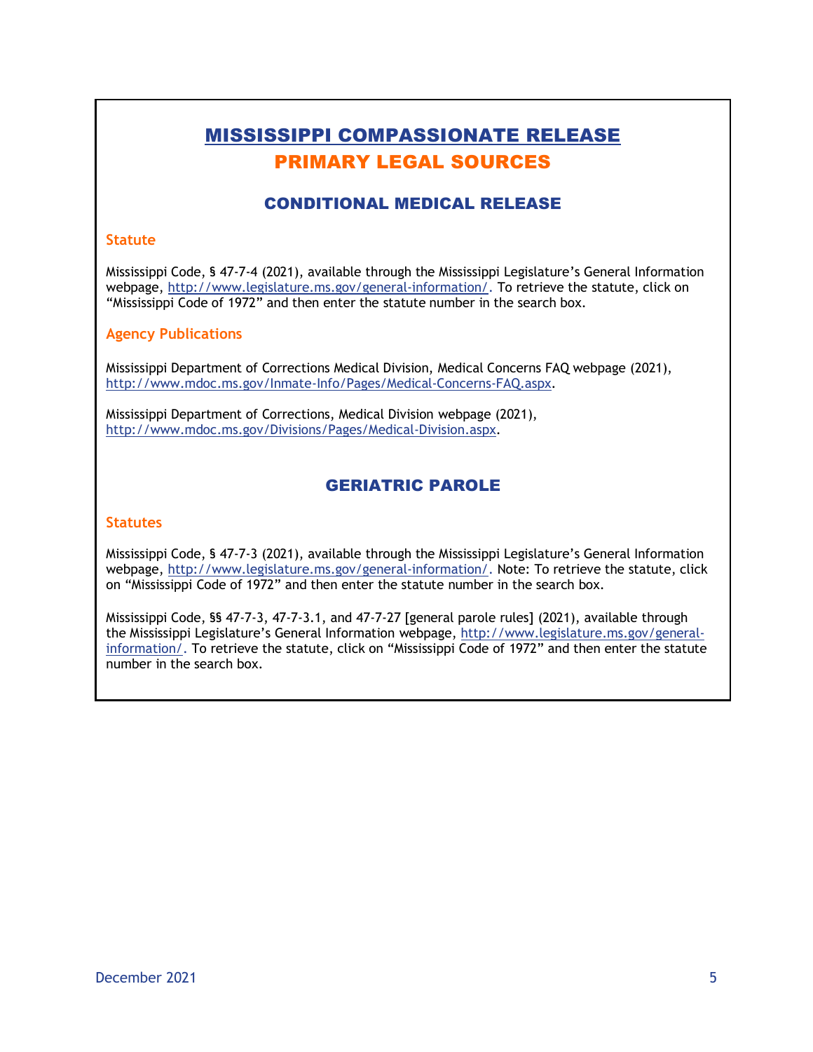# MISSISSIPPI COMPASSIONATE RELEASE

# PRIMARY LEGAL SOURCES

## CONDITIONAL MEDICAL RELEASE

### Statute

Mississippi Code, § 47-7-4 (2021), available through the Mississippi Legislature's General Information webpage, http://www.legislature.ms.gov/general-information/. To retrieve the statute, click on "Mississippi Code of 1972" and then enter the statute number in the search box.

### Agency Publications

Mississippi Department of Corrections Medical Division, Medical Concerns FAQ webpage (2021), http://www.mdoc.ms.gov/Inmate-Info/Pages/Medical-Concerns-FAQ.aspx.

Mississippi Department of Corrections, Medical Division webpage (2021), http://www.mdoc.ms.gov/Divisions/Pages/Medical-Division.aspx.

## GERIATRIC PAROLE

### Statutes

Mississippi Code, § 47-7-3 (2021), available through the Mississippi Legislature's General Information webpage, http://www.legislature.ms.gov/general-information/. Note: To retrieve the statute, click on "Mississippi Code of 1972" and then enter the statute number in the search box.

Mississippi Code, §§ 47-7-3, 47-7-3.1, and 47-7-27 [general parole rules] (2021), available through the Mississippi Legislature's General Information webpage, http://www.legislature.ms.gov/general-information/. To retrieve the statute, click on "Mississippi Code of 1972" and then enter the statute number in the search box.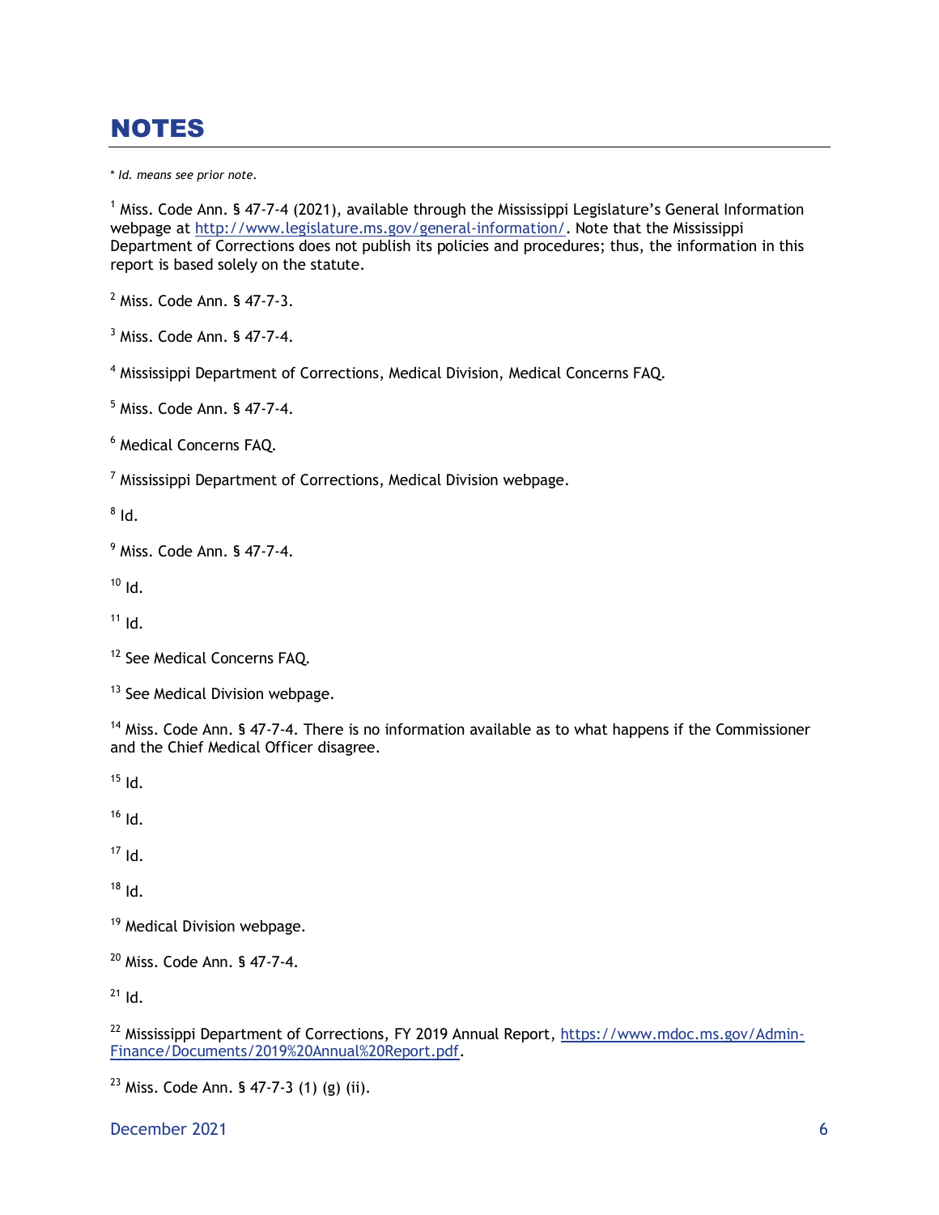# NOTES

*\* Id. means see prior note.*

[1] Miss. Code Ann. § 47-7-4 (2021), available through the Mississippi Legislature's General Information webpage at http://www.legislature.ms.gov/general-information/. Note that the Mississippi Department of Corrections does not publish its policies and procedures; thus, the information in this report is based solely on the statute.

[2] Miss. Code Ann. § 47-7-3.

[3] Miss. Code Ann. § 47-7-4.

[4] Mississippi Department of Corrections, Medical Division, Medical Concerns FAQ.

[5] Miss. Code Ann. § 47-7-4.

[6] Medical Concerns FAQ.

[7] Mississippi Department of Corrections, Medical Division webpage.

[8] Id.

[9] Miss. Code Ann. § 47-7-4.

[10] Id.

[11] Id.

[12] See Medical Concerns FAQ.

[13] See Medical Division webpage.

[14] Miss. Code Ann. § 47-7-4. There is no information available as to what happens if the Commissioner and the Chief Medical Officer disagree.

[15] Id.

[16] Id.

[17] Id.

[18] Id.

[19] Medical Division webpage.

[20] Miss. Code Ann. § 47-7-4.

[21] Id.

[22] Mississippi Department of Corrections, FY 2019 Annual Report, https://www.mdoc.ms.gov/Admin-Finance/Documents/2019%20Annual%20Report.pdf.

[23] Miss. Code Ann. § 47-7-3 (1) (g) (ii).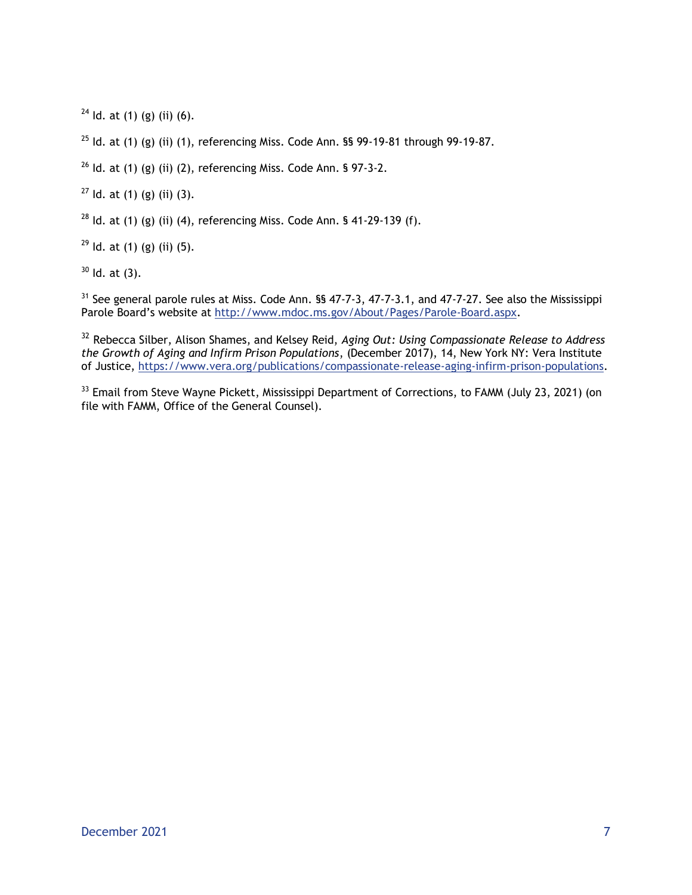[24] Id. at (1) (g) (ii) (6).

[25] Id. at (1) (g) (ii) (1), referencing Miss. Code Ann. §§ 99-19-81 through 99-19-87.

[26] Id. at (1) (g) (ii) (2), referencing Miss. Code Ann. § 97-3-2.

[27] Id. at (1) (g) (ii) (3).

[28] Id. at (1) (g) (ii) (4), referencing Miss. Code Ann. § 41-29-139 (f).

[29] Id. at (1) (g) (ii) (5).

[30] Id. at (3).

[31] See general parole rules at Miss. Code Ann. §§ 47-7-3, 47-7-3.1, and 47-7-27. See also the Mississippi Parole Board's website at http://www.mdoc.ms.gov/About/Pages/Parole-Board.aspx.

[32] Rebecca Silber, Alison Shames, and Kelsey Reid, *Aging Out: Using Compassionate Release to Address the Growth of Aging and Infirm Prison Populations*, (December 2017), 14, New York NY: Vera Institute of Justice, https://www.vera.org/publications/compassionate-release-aging-infirm-prison-populations.

[33] Email from Steve Wayne Pickett, Mississippi Department of Corrections, to FAMM (July 23, 2021) (on file with FAMM, Office of the General Counsel).